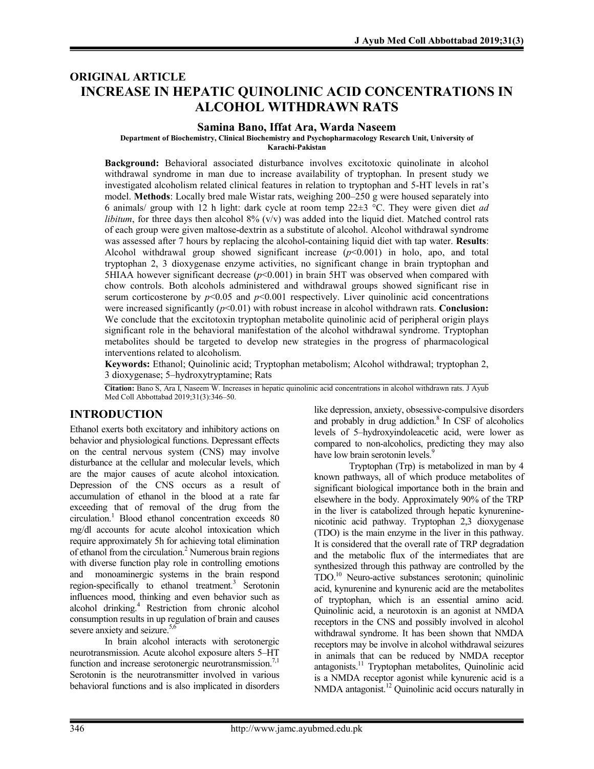ORIGINAL ARTICLE

# INCREASE IN HEPATIC QUINOLINIC ACID CONCENTRATIONS IN ALCOHOL WITHDRAWN RATS

**Samina Bano, Iffat Ara, Warda Naseem**

**Department of Biochemistry, Clinical Biochemistry and Psychopharmacology Research Unit, University of Karachi-Pakistan**

**Background:** Behavioral associated disturbance involves excitotoxic quinolinate in alcohol withdrawal syndrome in man due to increase availability of tryptophan. In present study we investigated alcoholism related clinical features in relation to tryptophan and 5-HT levels in rat's model. **Methods**: Locally bred male Wistar rats, weighing 200–250 g were housed separately into 6 animals/ group with 12 h light: dark cycle at room temp 22±3 °C. They were given diet *ad libitum*, for three days then alcohol 8% (v/v) was added into the liquid diet. Matched control rats of each group were given maltose-dextrin as a substitute of alcohol. Alcohol withdrawal syndrome was assessed after 7 hours by replacing the alcohol-containing liquid diet with tap water. **Results**: Alcohol withdrawal group showed significant increase ($p<0.001$) in holo, apo, and total tryptophan 2, 3 dioxygenase enzyme activities, no significant change in brain tryptophan and 5HIAA however significant decrease ($p<0.001$) in brain 5HT was observed when compared with chow controls. Both alcohols administered and withdrawal groups showed significant rise in serum corticosterone by $p<0.05$ and $p<0.001$ respectively. Liver quinolinic acid concentrations were increased significantly ($p<0.01$) with robust increase in alcohol withdrawn rats. **Conclusion:** We conclude that the excitotoxin tryptophan metabolite quinolinic acid of peripheral origin plays significant role in the behavioral manifestation of the alcohol withdrawal syndrome. Tryptophan metabolites should be targeted to develop new strategies in the progress of pharmacological interventions related to alcoholism.

**Keywords:** Ethanol; Quinolinic acid; Tryptophan metabolism; Alcohol withdrawal; tryptophan 2, 3 dioxygenase; 5–hydroxytryptamine; Rats

**Citation:** Bano S, Ara I, Naseem W. Increases in hepatic quinolinic acid concentrations in alcohol withdrawn rats. J Ayub Med Coll Abbottabad 2019;31(3):346–50.

## INTRODUCTION

Ethanol exerts both excitatory and inhibitory actions on behavior and physiological functions. Depressant effects on the central nervous system (CNS) may involve disturbance at the cellular and molecular levels, which are the major causes of acute alcohol intoxication. Depression of the CNS occurs as a result of accumulation of ethanol in the blood at a rate far exceeding that of removal of the drug from the circulation.[1] Blood ethanol concentration exceeds 80 mg/dl accounts for acute alcohol intoxication which require approximately 5h for achieving total elimination of ethanol from the circulation.[2] Numerous brain regions with diverse function play role in controlling emotions and monoaminergic systems in the brain respond region-specifically to ethanol treatment.[3] Serotonin influences mood, thinking and even behavior such as alcohol drinking.[4] Restriction from chronic alcohol consumption results in up regulation of brain and causes severe anxiety and seizure.[5,6]

In brain alcohol interacts with serotonergic neurotransmission. Acute alcohol exposure alters 5–HT function and increase serotonergic neurotransmission.[7,1] Serotonin is the neurotransmitter involved in various behavioral functions and is also implicated in disorders like depression, anxiety, obsessive-compulsive disorders and probably in drug addiction.[8] In CSF of alcoholics levels of 5–hydroxyindoleacetic acid, were lower as compared to non-alcoholics, predicting they may also have low brain serotonin levels.[9]

Tryptophan (Trp) is metabolized in man by 4 known pathways, all of which produce metabolites of significant biological importance both in the brain and elsewhere in the body. Approximately 90% of the TRP in the liver is catabolized through hepatic kynurenine-nicotinic acid pathway. Tryptophan 2,3 dioxygenase (TDO) is the main enzyme in the liver in this pathway. It is considered that the overall rate of TRP degradation and the metabolic flux of the intermediates that are synthesized through this pathway are controlled by the TDO.[10] Neuro-active substances serotonin; quinolinic acid, kynurenine and kynurenic acid are the metabolites of tryptophan, which is an essential amino acid. Quinolinic acid, a neurotoxin is an agonist at NMDA receptors in the CNS and possibly involved in alcohol withdrawal syndrome. It has been shown that NMDA receptors may be involve in alcohol withdrawal seizures in animals that can be reduced by NMDA receptor antagonists.[11] Tryptophan metabolites, Quinolinic acid is a NMDA receptor agonist while kynurenic acid is a NMDA antagonist.[12] Quinolinic acid occurs naturally in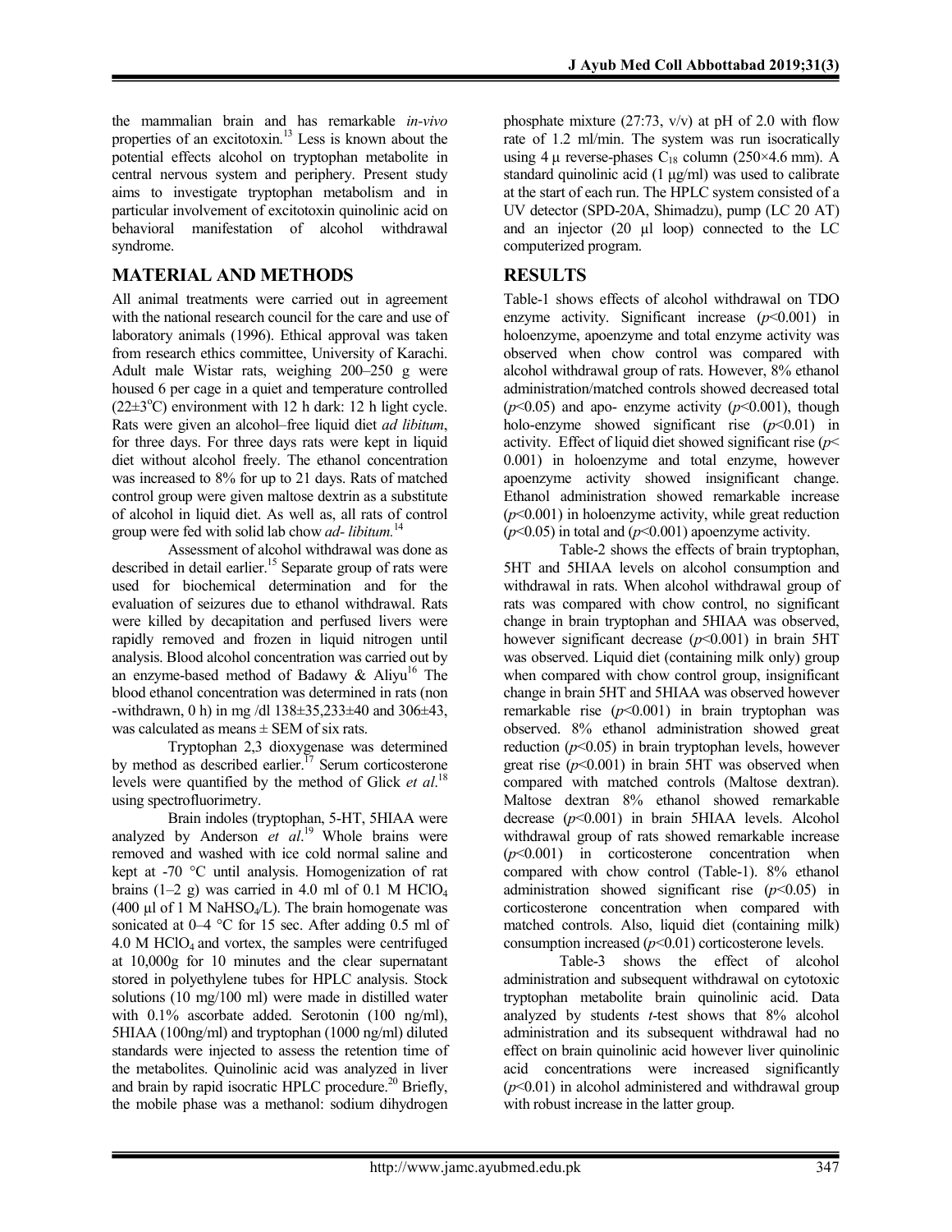the mammalian brain and has remarkable *in-vivo* properties of an excitotoxin.[13] Less is known about the potential effects alcohol on tryptophan metabolite in central nervous system and periphery. Present study aims to investigate tryptophan metabolism and in particular involvement of excitotoxin quinolinic acid on behavioral manifestation of alcohol withdrawal syndrome.

## MATERIAL AND METHODS

All animal treatments were carried out in agreement with the national research council for the care and use of laboratory animals (1996). Ethical approval was taken from research ethics committee, University of Karachi. Adult male Wistar rats, weighing 200–250 g were housed 6 per cage in a quiet and temperature controlled (22±3°C) environment with 12 h dark: 12 h light cycle. Rats were given an alcohol–free liquid diet *ad libitum*, for three days. For three days rats were kept in liquid diet without alcohol freely. The ethanol concentration was increased to 8% for up to 21 days. Rats of matched control group were given maltose dextrin as a substitute of alcohol in liquid diet. As well as, all rats of control group were fed with solid lab chow *ad- libitum.*[14]

Assessment of alcohol withdrawal was done as described in detail earlier.[15] Separate group of rats were used for biochemical determination and for the evaluation of seizures due to ethanol withdrawal. Rats were killed by decapitation and perfused livers were rapidly removed and frozen in liquid nitrogen until analysis. Blood alcohol concentration was carried out by an enzyme-based method of Badawy & Aliyu[16] The blood ethanol concentration was determined in rats (non -withdrawn, 0 h) in mg /dl 138±35,233±40 and 306±43, was calculated as means ± SEM of six rats.

Tryptophan 2,3 dioxygenase was determined by method as described earlier.[17] Serum corticosterone levels were quantified by the method of Glick *et al*.[18] using spectrofluorimetry.

Brain indoles (tryptophan, 5-HT, 5HIAA were analyzed by Anderson *et al*.[19] Whole brains were removed and washed with ice cold normal saline and kept at -70 °C until analysis. Homogenization of rat brains (1–2 g) was carried in 4.0 ml of 0.1 M $HClO_4$ (400 µl of 1 M $NaHSO_4$/L). The brain homogenate was sonicated at 0–4 °C for 15 sec. After adding 0.5 ml of 4.0 M $HClO_4$ and vortex, the samples were centrifuged at 10,000g for 10 minutes and the clear supernatant stored in polyethylene tubes for HPLC analysis. Stock solutions (10 mg/100 ml) were made in distilled water with 0.1% ascorbate added. Serotonin (100 ng/ml), 5HIAA (100ng/ml) and tryptophan (1000 ng/ml) diluted standards were injected to assess the retention time of the metabolites. Quinolinic acid was analyzed in liver and brain by rapid isocratic HPLC procedure.[20] Briefly, the mobile phase was a methanol: sodium dihydrogen phosphate mixture (27:73, v/v) at pH of 2.0 with flow rate of 1.2 ml/min. The system was run isocratically using 4 µ reverse-phases $C_{18}$ column (250×4.6 mm). A standard quinolinic acid (1 µg/ml) was used to calibrate at the start of each run. The HPLC system consisted of a UV detector (SPD-20A, Shimadzu), pump (LC 20 AT) and an injector (20 µl loop) connected to the LC computerized program.

## RESULTS

Table-1 shows effects of alcohol withdrawal on TDO enzyme activity. Significant increase ($p<0.001$) in holoenzyme, apoenzyme and total enzyme activity was observed when chow control was compared with alcohol withdrawal group of rats. However, 8% ethanol administration/matched controls showed decreased total ($p<0.05$) and apo- enzyme activity ($p<0.001$), though holo-enzyme showed significant rise ($p<0.01$) in activity. Effect of liquid diet showed significant rise ($p<$ 0.001) in holoenzyme and total enzyme, however apoenzyme activity showed insignificant change. Ethanol administration showed remarkable increase ($p<0.001$) in holoenzyme activity, while great reduction ($p<0.05$) in total and ($p<0.001$) apoenzyme activity.

Table-2 shows the effects of brain tryptophan, 5HT and 5HIAA levels on alcohol consumption and withdrawal in rats. When alcohol withdrawal group of rats was compared with chow control, no significant change in brain tryptophan and 5HIAA was observed, however significant decrease ($p<0.001$) in brain 5HT was observed. Liquid diet (containing milk only) group when compared with chow control group, insignificant change in brain 5HT and 5HIAA was observed however remarkable rise ($p<0.001$) in brain tryptophan was observed. 8% ethanol administration showed great reduction ($p<0.05$) in brain tryptophan levels, however great rise ($p<0.001$) in brain 5HT was observed when compared with matched controls (Maltose dextran). Maltose dextran 8% ethanol showed remarkable decrease ($p<0.001$) in brain 5HIAA levels. Alcohol withdrawal group of rats showed remarkable increase ($p<0.001$) in corticosterone concentration when compared with chow control (Table-1). 8% ethanol administration showed significant rise ($p<0.05$) in corticosterone concentration when compared with matched controls. Also, liquid diet (containing milk) consumption increased ($p<0.01$) corticosterone levels.

Table-3 shows the effect of alcohol administration and subsequent withdrawal on cytotoxic tryptophan metabolite brain quinolinic acid. Data analyzed by students *t*-test shows that 8% alcohol administration and its subsequent withdrawal had no effect on brain quinolinic acid however liver quinolinic acid concentrations were increased significantly ($p<0.01$) in alcohol administered and withdrawal group with robust increase in the latter group.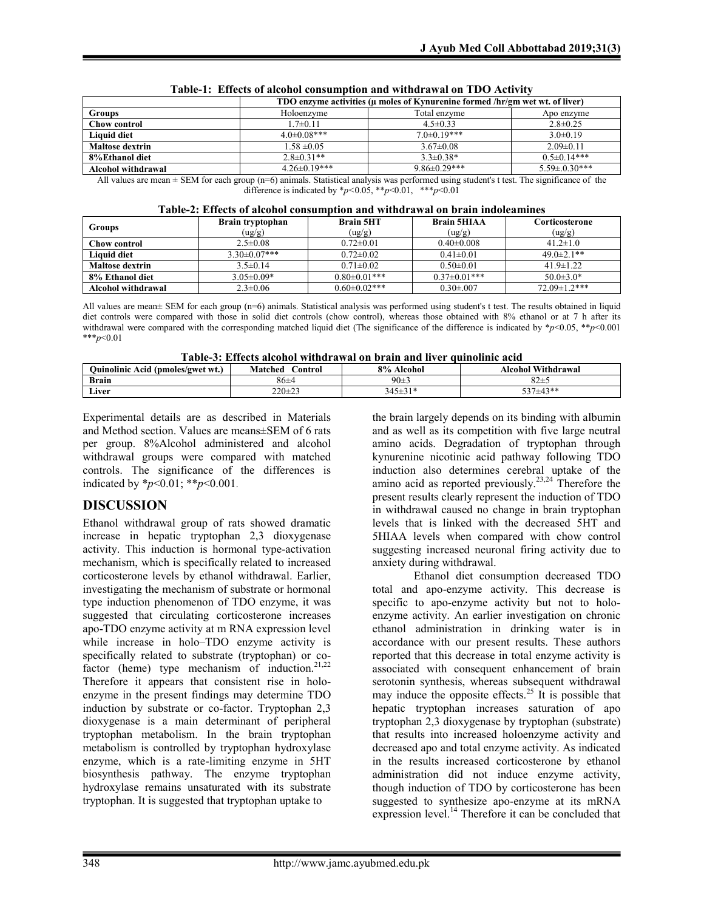**Table-1: Effects of alcohol consumption and withdrawal on TDO Activity**

| | TDO enzyme activities (µ moles of Kynurenine formed /hr/gm wet wt. of liver) | | |
|---|---|---|---|
| **Groups** | Holoenzyme | Total enzyme | Apo enzyme |
| **Chow control** | 1.7±0.11 | 4.5±0.33 | 2.8±0.25 |
| **Liquid diet** | 4.0±0.08*** | 7.0±0.19*** | 3.0±0.19 |
| **Maltose dextrin** | 1.58 ±0.05 | 3.67±0.08 | 2.09±0.11 |
| **8%Ethanol diet** | 2.8±0.31** | 3.3±0.38* | 0.5±0.14*** |
| **Alcohol withdrawal** | 4.26±0.19*** | 9.86±0.29*** | 5.59±.0.30*** |

All values are mean ± SEM for each group (n=6) animals. Statistical analysis was performed using student's t test. The significance of the difference is indicated by *$p<0.05$, **$p<0.01$, ***$p<0.01$

**Table-2: Effects of alcohol consumption and withdrawal on brain indoleamines**

| Groups | Brain tryptophan (ug/g) | Brain 5HT (ug/g) | Brain 5HIAA (ug/g) | Corticosterone (ug/g) |
|---|---|---|---|---|
| **Chow control** | 2.5±0.08 | 0.72±0.01 | 0.40±0.008 | 41.2±1.0 |
| **Liquid diet** | 3.30±0.07*** | 0.72±0.02 | 0.41±0.01 | 49.0±2.1** |
| **Maltose dextrin** | 3.5±0.14 | 0.71±0.02 | 0.50±0.01 | 41.9±1.22 |
| **8% Ethanol diet** | 3.05±0.09* | 0.80±0.01*** | 0.37±0.01*** | 50.0±3.0* |
| **Alcohol withdrawal** | 2.3±0.06 | 0.60±0.02*** | 0.30±.007 | 72.09±1.2*** |

All values are mean± SEM for each group (n=6) animals. Statistical analysis was performed using student's t test. The results obtained in liquid diet controls were compared with those in solid diet controls (chow control), whereas those obtained with 8% ethanol or at 7 h after its withdrawal were compared with the corresponding matched liquid diet (The significance of the difference is indicated by *$p<0.05$, **$p<0.001$ ***$p<0.01$

**Table-3: Effects alcohol withdrawal on brain and liver quinolinic acid**

| Quinolinic Acid (pmoles/gwet wt.) | Matched Control | 8% Alcohol | Alcohol Withdrawal |
|---|---|---|---|
| **Brain** | 86±4 | 90±3 | 82±5 |
| **Liver** | 220±23 | 345±31* | 537±43** |

Experimental details are as described in Materials and Method section. Values are means±SEM of 6 rats per group. 8%Alcohol administered and alcohol withdrawal groups were compared with matched controls. The significance of the differences is indicated by *$p<0.01$; **$p<0.001$.

## DISCUSSION

Ethanol withdrawal group of rats showed dramatic increase in hepatic tryptophan 2,3 dioxygenase activity. This induction is hormonal type-activation mechanism, which is specifically related to increased corticosterone levels by ethanol withdrawal. Earlier, investigating the mechanism of substrate or hormonal type induction phenomenon of TDO enzyme, it was suggested that circulating corticosterone increases apo-TDO enzyme activity at m RNA expression level while increase in holo–TDO enzyme activity is specifically related to substrate (tryptophan) or co-factor (heme) type mechanism of induction.[21,22] Therefore it appears that consistent rise in holo-enzyme in the present findings may determine TDO induction by substrate or co-factor. Tryptophan 2,3 dioxygenase is a main determinant of peripheral tryptophan metabolism. In the brain tryptophan metabolism is controlled by tryptophan hydroxylase enzyme, which is a rate-limiting enzyme in 5HT biosynthesis pathway. The enzyme tryptophan hydroxylase remains unsaturated with its substrate tryptophan. It is suggested that tryptophan uptake to the brain largely depends on its binding with albumin and as well as its competition with five large neutral amino acids. Degradation of tryptophan through kynurenine nicotinic acid pathway following TDO induction also determines cerebral uptake of the amino acid as reported previously.[23,24] Therefore the present results clearly represent the induction of TDO in withdrawal caused no change in brain tryptophan levels that is linked with the decreased 5HT and 5HIAA levels when compared with chow control suggesting increased neuronal firing activity due to anxiety during withdrawal.

Ethanol diet consumption decreased TDO total and apo-enzyme activity. This decrease is specific to apo-enzyme activity but not to holo-enzyme activity. An earlier investigation on chronic ethanol administration in drinking water is in accordance with our present results. These authors reported that this decrease in total enzyme activity is associated with consequent enhancement of brain serotonin synthesis, whereas subsequent withdrawal may induce the opposite effects.[25] It is possible that hepatic tryptophan increases saturation of apo tryptophan 2,3 dioxygenase by tryptophan (substrate) that results into increased holoenzyme activity and decreased apo and total enzyme activity. As indicated in the results increased corticosterone by ethanol administration did not induce enzyme activity, though induction of TDO by corticosterone has been suggested to synthesize apo-enzyme at its mRNA expression level.[14] Therefore it can be concluded that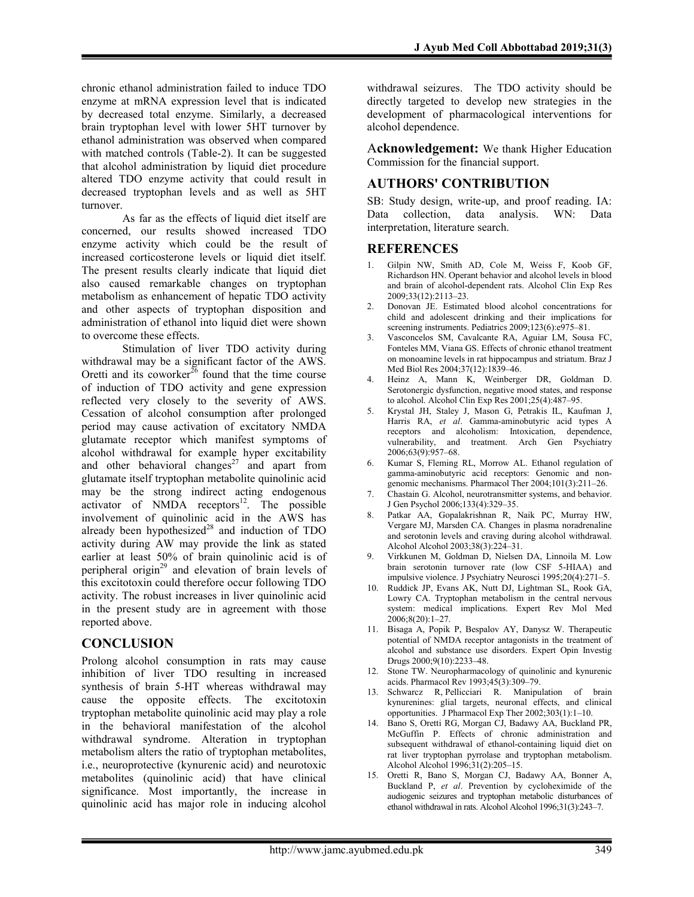chronic ethanol administration failed to induce TDO enzyme at mRNA expression level that is indicated by decreased total enzyme. Similarly, a decreased brain tryptophan level with lower 5HT turnover by ethanol administration was observed when compared with matched controls (Table-2). It can be suggested that alcohol administration by liquid diet procedure altered TDO enzyme activity that could result in decreased tryptophan levels and as well as 5HT turnover.

As far as the effects of liquid diet itself are concerned, our results showed increased TDO enzyme activity which could be the result of increased corticosterone levels or liquid diet itself. The present results clearly indicate that liquid diet also caused remarkable changes on tryptophan metabolism as enhancement of hepatic TDO activity and other aspects of tryptophan disposition and administration of ethanol into liquid diet were shown to overcome these effects.

Stimulation of liver TDO activity during withdrawal may be a significant factor of the AWS. Oretti and its coworker[26] found that the time course of induction of TDO activity and gene expression reflected very closely to the severity of AWS. Cessation of alcohol consumption after prolonged period may cause activation of excitatory NMDA glutamate receptor which manifest symptoms of alcohol withdrawal for example hyper excitability and other behavioral changes[27] and apart from glutamate itself tryptophan metabolite quinolinic acid may be the strong indirect acting endogenous activator of NMDA receptors[12]. The possible involvement of quinolinic acid in the AWS has already been hypothesized[28] and induction of TDO activity during AW may provide the link as stated earlier at least 50% of brain quinolinic acid is of peripheral origin[29] and elevation of brain levels of this excitotoxin could therefore occur following TDO activity. The robust increases in liver quinolinic acid in the present study are in agreement with those reported above.

## CONCLUSION

Prolong alcohol consumption in rats may cause inhibition of liver TDO resulting in increased synthesis of brain 5-HT whereas withdrawal may cause the opposite effects. The excitotoxin tryptophan metabolite quinolinic acid may play a role in the behavioral manifestation of the alcohol withdrawal syndrome. Alteration in tryptophan metabolism alters the ratio of tryptophan metabolites, i.e., neuroprotective (kynurenic acid) and neurotoxic metabolites (quinolinic acid) that have clinical significance. Most importantly, the increase in quinolinic acid has major role in inducing alcohol withdrawal seizures. The TDO activity should be directly targeted to develop new strategies in the development of pharmacological interventions for alcohol dependence.

**Acknowledgement:** We thank Higher Education Commission for the financial support.

## AUTHORS' CONTRIBUTION

SB: Study design, write-up, and proof reading. IA: Data collection, data analysis. WN: Data interpretation, literature search.

## REFERENCES

1. Gilpin NW, Smith AD, Cole M, Weiss F, Koob GF, Richardson HN. Operant behavior and alcohol levels in blood and brain of alcohol-dependent rats. Alcohol Clin Exp Res 2009;33(12):2113–23.
2. Donovan JE. Estimated blood alcohol concentrations for child and adolescent drinking and their implications for screening instruments. Pediatrics 2009;123(6):e975–81.
3. Vasconcelos SM, Cavalcante RA, Aguiar LM, Sousa FC, Fonteles MM, Viana GS. Effects of chronic ethanol treatment on monoamine levels in rat hippocampus and striatum. Braz J Med Biol Res 2004;37(12):1839–46.
4. Heinz A, Mann K, Weinberger DR, Goldman D. Serotonergic dysfunction, negative mood states, and response to alcohol. Alcohol Clin Exp Res 2001;25(4):487–95.
5. Krystal JH, Staley J, Mason G, Petrakis IL, Kaufman J, Harris RA, *et al*. Gamma-aminobutyric acid types A receptors and alcoholism: Intoxication, dependence, vulnerability, and treatment. Arch Gen Psychiatry 2006;63(9):957–68.
6. Kumar S, Fleming RL, Morrow AL. Ethanol regulation of gamma-aminobutyric acid receptors: Genomic and non-genomic mechanisms. Pharmacol Ther 2004;101(3):211–26.
7. Chastain G. Alcohol, neurotransmitter systems, and behavior. J Gen Psychol 2006;133(4):329–35.
8. Patkar AA, Gopalakrishnan R, Naik PC, Murray HW, Vergare MJ, Marsden CA. Changes in plasma noradrenaline and serotonin levels and craving during alcohol withdrawal. Alcohol Alcohol 2003;38(3):224–31.
9. Virkkunen M, Goldman D, Nielsen DA, Linnoila M. Low brain serotonin turnover rate (low CSF 5-HIAA) and impulsive violence. J Psychiatry Neurosci 1995;20(4):271–5.
10. Ruddick JP, Evans AK, Nutt DJ, Lightman SL, Rook GA, Lowry CA. Tryptophan metabolism in the central nervous system: medical implications. Expert Rev Mol Med 2006;8(20):1–27.
11. Bisaga A, Popik P, Bespalov AY, Danysz W. Therapeutic potential of NMDA receptor antagonists in the treatment of alcohol and substance use disorders. Expert Opin Investig Drugs 2000;9(10):2233–48.
12. Stone TW. Neuropharmacology of quinolinic and kynurenic acids. Pharmacol Rev 1993;45(3):309–79.
13. Schwarcz R, Pellicciari R. Manipulation of brain kynurenines: glial targets, neuronal effects, and clinical opportunities. J Pharmacol Exp Ther 2002;303(1):1–10.
14. Bano S, Oretti RG, Morgan CJ, Badawy AA, Buckland PR, McGuffin P. Effects of chronic administration and subsequent withdrawal of ethanol-containing liquid diet on rat liver tryptophan pyrrolase and tryptophan metabolism. Alcohol Alcohol 1996;31(2):205–15.
15. Oretti R, Bano S, Morgan CJ, Badawy AA, Bonner A, Buckland P, *et al*. Prevention by cycloheximide of the audiogenic seizures and tryptophan metabolic disturbances of ethanol withdrawal in rats. Alcohol Alcohol 1996;31(3):243–7.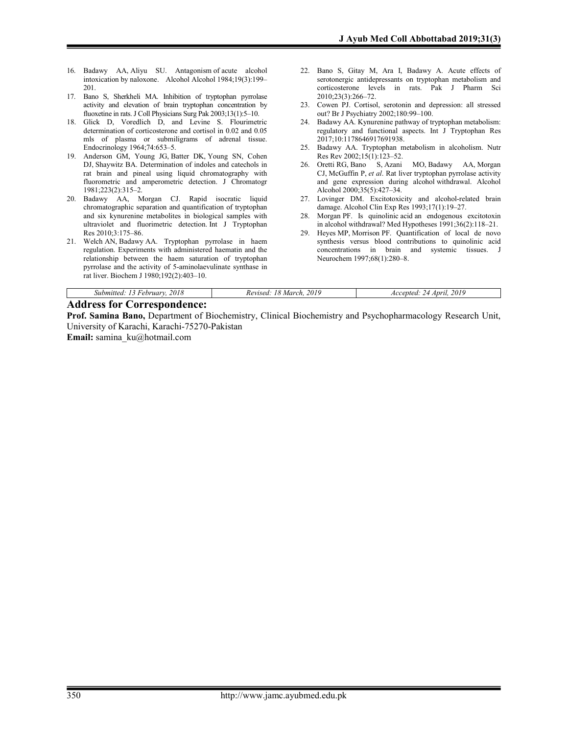16. Badawy AA, Aliyu SU. Antagonism of acute alcohol intoxication by naloxone. Alcohol Alcohol 1984;19(3):199–201.
17. Bano S, Sherkheli MA. Inhibition of tryptophan pyrrolase activity and elevation of brain tryptophan concentration by fluoxetine in rats. J Coll Physicians Surg Pak 2003;13(1):5–10.
18. Glick D, Voredlich D, and Levine S. Flourimetric determination of corticosterone and cortisol in 0.02 and 0.05 mls of plasma or submiligrams of adrenal tissue. Endocrinology 1964;74:653–5.
19. Anderson GM, Young JG, Batter DK, Young SN, Cohen DJ, Shaywitz BA. Determination of indoles and catechols in rat brain and pineal using liquid chromatography with fluorometric and amperometric detection. J Chromatogr 1981;223(2):315–2.
20. Badawy AA, Morgan CJ. Rapid isocratic liquid chromatographic separation and quantification of tryptophan and six kynurenine metabolites in biological samples with ultraviolet and fluorimetric detection. Int J Tryptophan Res 2010;3:175–86.
21. Welch AN, Badawy AA. Tryptophan pyrrolase in haem regulation. Experiments with administered haematin and the relationship between the haem saturation of tryptophan pyrrolase and the activity of 5-aminolaevulinate synthase in rat liver. Biochem J 1980;192(2):403–10.
22. Bano S, Gitay M, Ara I, Badawy A. Acute effects of serotonergic antidepressants on tryptophan metabolism and corticosterone levels in rats. Pak J Pharm Sci 2010;23(3):266–72.
23. Cowen PJ. Cortisol, serotonin and depression: all stressed out? Br J Psychiatry 2002;180:99–100.
24. Badawy AA. Kynurenine pathway of tryptophan metabolism: regulatory and functional aspects. Int J Tryptophan Res 2017;10:1178646917691938.
25. Badawy AA. Tryptophan metabolism in alcoholism. Nutr Res Rev 2002;15(1):123–52.
26. Oretti RG, Bano S, Azani MO, Badawy AA, Morgan CJ, McGuffin P, *et al*. Rat liver tryptophan pyrrolase activity and gene expression during alcohol withdrawal. Alcohol Alcohol 2000;35(5):427–34.
27. Lovinger DM. Excitotoxicity and alcohol-related brain damage. Alcohol Clin Exp Res 1993;17(1):19–27.
28. Morgan PF. Is quinolinic acid an endogenous excitotoxin in alcohol withdrawal? Med Hypotheses 1991;36(2):118–21.
29. Heyes MP, Morrison PF. Quantification of local de novo synthesis versus blood contributions to quinolinic acid concentrations in brain and systemic tissues. J Neurochem 1997;68(1):280–8.

| | | |
|---|---|---|
| *Submitted: 13 February, 2018* | *Revised: 18 March, 2019* | *Accepted: 24 April, 2019* |

## Address for Correspondence:

**Prof. Samina Bano,** Department of Biochemistry, Clinical Biochemistry and Psychopharmacology Research Unit, University of Karachi, Karachi-75270-Pakistan

**Email:** samina_ku@hotmail.com